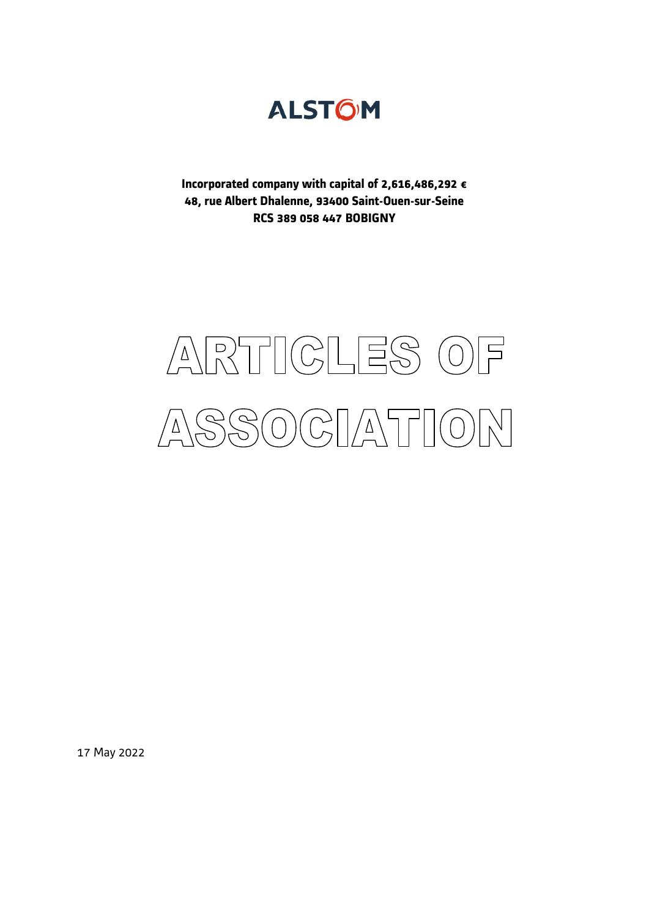# ALSTOM

**Incorporated company with capital of 2,616,486,292 €**
**48, rue Albert Dhalenne, 93400 Saint-Ouen-sur-Seine**
**RCS 389 058 447 BOBIGNY**

# ARTICLES OF ASSOCIATION

17 May 2022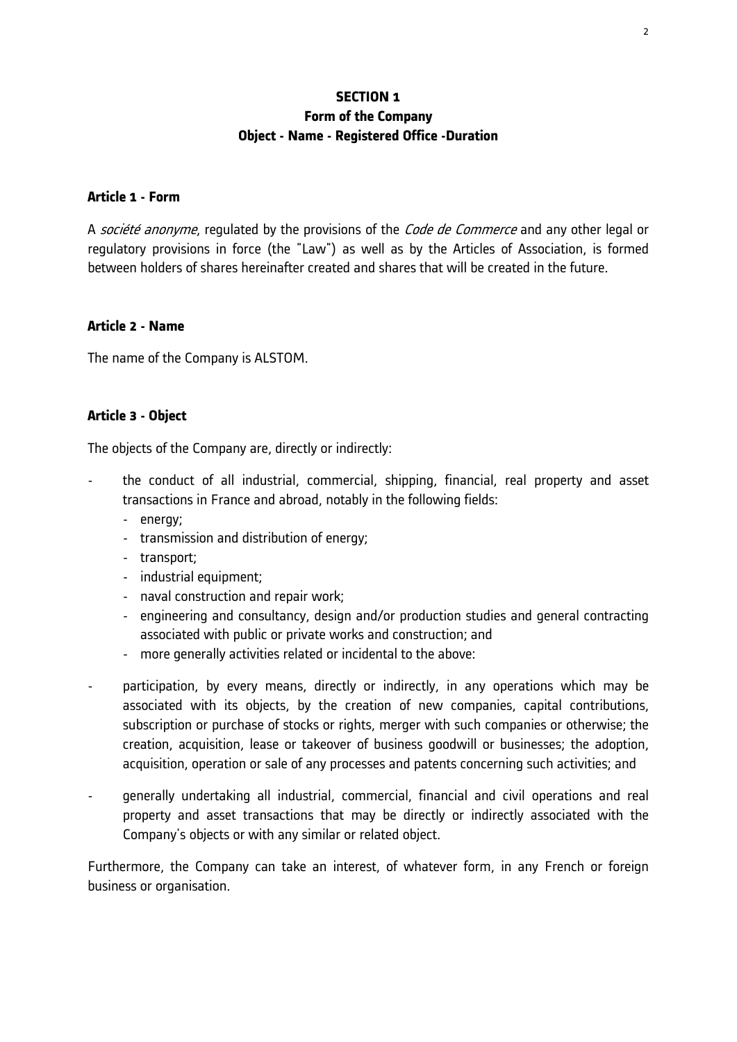# SECTION 1
# Form of the Company
# Object - Name - Registered Office -Duration

## Article 1 - Form

A *société anonyme*, regulated by the provisions of the *Code de Commerce* and any other legal or regulatory provisions in force (the "Law") as well as by the Articles of Association, is formed between holders of shares hereinafter created and shares that will be created in the future.

## Article 2 - Name

The name of the Company is ALSTOM.

## Article 3 - Object

The objects of the Company are, directly or indirectly:

- the conduct of all industrial, commercial, shipping, financial, real property and asset transactions in France and abroad, notably in the following fields:
  - energy;
  - transmission and distribution of energy;
  - transport;
  - industrial equipment;
  - naval construction and repair work;
  - engineering and consultancy, design and/or production studies and general contracting associated with public or private works and construction; and
  - more generally activities related or incidental to the above:
- participation, by every means, directly or indirectly, in any operations which may be associated with its objects, by the creation of new companies, capital contributions, subscription or purchase of stocks or rights, merger with such companies or otherwise; the creation, acquisition, lease or takeover of business goodwill or businesses; the adoption, acquisition, operation or sale of any processes and patents concerning such activities; and
- generally undertaking all industrial, commercial, financial and civil operations and real property and asset transactions that may be directly or indirectly associated with the Company's objects or with any similar or related object.

Furthermore, the Company can take an interest, of whatever form, in any French or foreign business or organisation.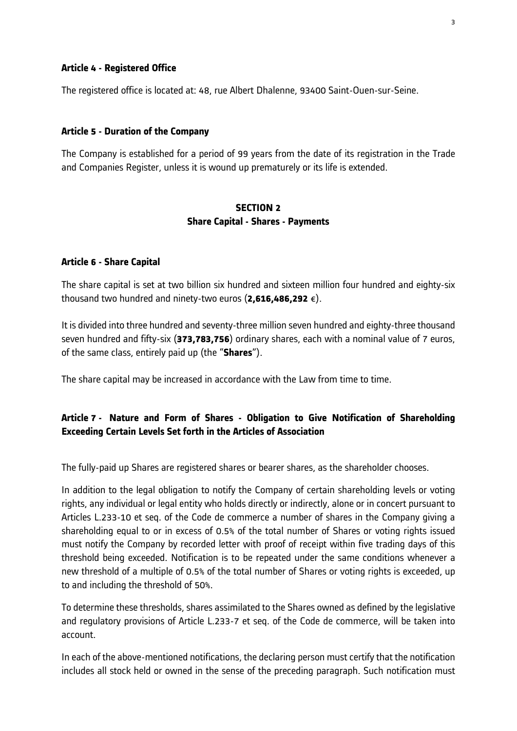**Article 4 - Registered Office**

The registered office is located at: 48, rue Albert Dhalenne, 93400 Saint-Ouen-sur-Seine.

**Article 5 - Duration of the Company**

The Company is established for a period of 99 years from the date of its registration in the Trade and Companies Register, unless it is wound up prematurely or its life is extended.

## SECTION 2
## Share Capital - Shares - Payments

**Article 6 - Share Capital**

The share capital is set at two billion six hundred and sixteen million four hundred and eighty-six thousand two hundred and ninety-two euros (**2,616,486,292** €).

It is divided into three hundred and seventy-three million seven hundred and eighty-three thousand seven hundred and fifty-six (**373,783,756**) ordinary shares, each with a nominal value of 7 euros, of the same class, entirely paid up (the "**Shares**").

The share capital may be increased in accordance with the Law from time to time.

**Article 7 - Nature and Form of Shares - Obligation to Give Notification of Shareholding Exceeding Certain Levels Set forth in the Articles of Association**

The fully-paid up Shares are registered shares or bearer shares, as the shareholder chooses.

In addition to the legal obligation to notify the Company of certain shareholding levels or voting rights, any individual or legal entity who holds directly or indirectly, alone or in concert pursuant to Articles L.233-10 et seq. of the Code de commerce a number of shares in the Company giving a shareholding equal to or in excess of 0.5% of the total number of Shares or voting rights issued must notify the Company by recorded letter with proof of receipt within five trading days of this threshold being exceeded. Notification is to be repeated under the same conditions whenever a new threshold of a multiple of 0.5% of the total number of Shares or voting rights is exceeded, up to and including the threshold of 50%.

To determine these thresholds, shares assimilated to the Shares owned as defined by the legislative and regulatory provisions of Article L.233-7 et seq. of the Code de commerce, will be taken into account.

In each of the above-mentioned notifications, the declaring person must certify that the notification includes all stock held or owned in the sense of the preceding paragraph. Such notification must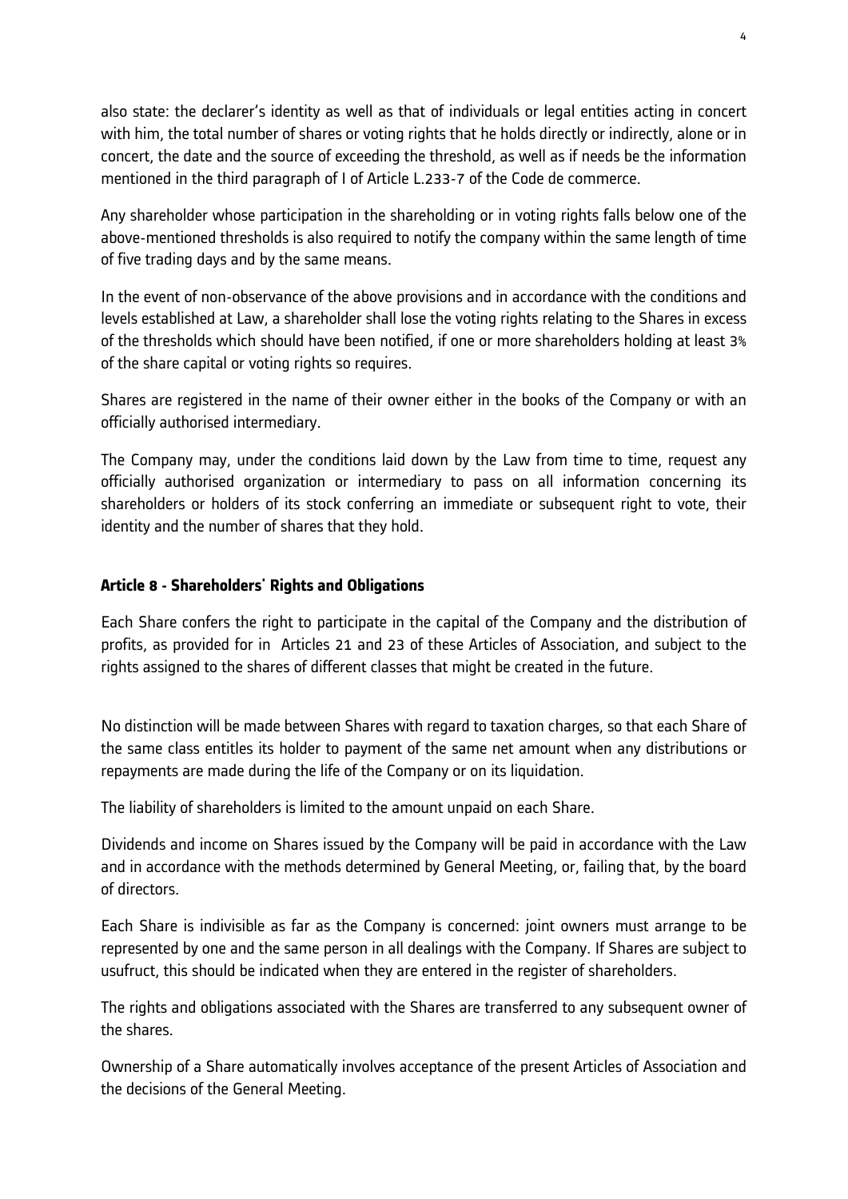also state: the declarer's identity as well as that of individuals or legal entities acting in concert with him, the total number of shares or voting rights that he holds directly or indirectly, alone or in concert, the date and the source of exceeding the threshold, as well as if needs be the information mentioned in the third paragraph of I of Article L.233-7 of the Code de commerce.

Any shareholder whose participation in the shareholding or in voting rights falls below one of the above-mentioned thresholds is also required to notify the company within the same length of time of five trading days and by the same means.

In the event of non-observance of the above provisions and in accordance with the conditions and levels established at Law, a shareholder shall lose the voting rights relating to the Shares in excess of the thresholds which should have been notified, if one or more shareholders holding at least 3% of the share capital or voting rights so requires.

Shares are registered in the name of their owner either in the books of the Company or with an officially authorised intermediary.

The Company may, under the conditions laid down by the Law from time to time, request any officially authorised organization or intermediary to pass on all information concerning its shareholders or holders of its stock conferring an immediate or subsequent right to vote, their identity and the number of shares that they hold.

### Article 8 - Shareholders' Rights and Obligations

Each Share confers the right to participate in the capital of the Company and the distribution of profits, as provided for in Articles 21 and 23 of these Articles of Association, and subject to the rights assigned to the shares of different classes that might be created in the future.

No distinction will be made between Shares with regard to taxation charges, so that each Share of the same class entitles its holder to payment of the same net amount when any distributions or repayments are made during the life of the Company or on its liquidation.

The liability of shareholders is limited to the amount unpaid on each Share.

Dividends and income on Shares issued by the Company will be paid in accordance with the Law and in accordance with the methods determined by General Meeting, or, failing that, by the board of directors.

Each Share is indivisible as far as the Company is concerned: joint owners must arrange to be represented by one and the same person in all dealings with the Company. If Shares are subject to usufruct, this should be indicated when they are entered in the register of shareholders.

The rights and obligations associated with the Shares are transferred to any subsequent owner of the shares.

Ownership of a Share automatically involves acceptance of the present Articles of Association and the decisions of the General Meeting.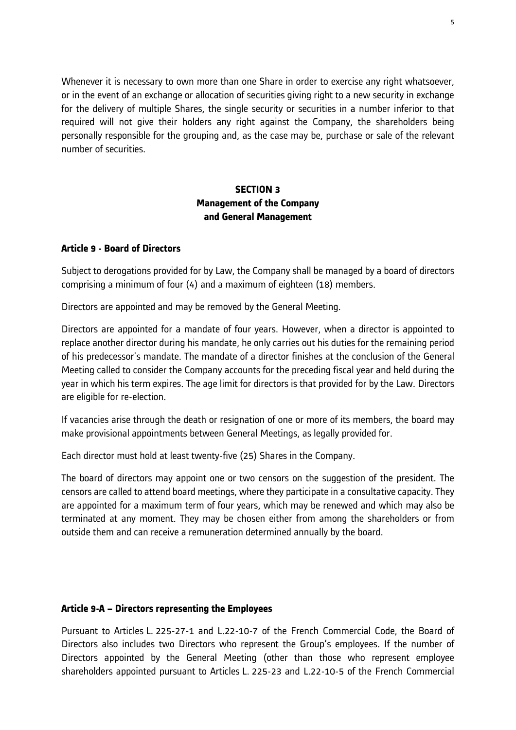Whenever it is necessary to own more than one Share in order to exercise any right whatsoever, or in the event of an exchange or allocation of securities giving right to a new security in exchange for the delivery of multiple Shares, the single security or securities in a number inferior to that required will not give their holders any right against the Company, the shareholders being personally responsible for the grouping and, as the case may be, purchase or sale of the relevant number of securities.

## SECTION 3
## Management of the Company and General Management

### Article 9 - Board of Directors

Subject to derogations provided for by Law, the Company shall be managed by a board of directors comprising a minimum of four (4) and a maximum of eighteen (18) members.

Directors are appointed and may be removed by the General Meeting.

Directors are appointed for a mandate of four years. However, when a director is appointed to replace another director during his mandate, he only carries out his duties for the remaining period of his predecessor's mandate. The mandate of a director finishes at the conclusion of the General Meeting called to consider the Company accounts for the preceding fiscal year and held during the year in which his term expires. The age limit for directors is that provided for by the Law. Directors are eligible for re-election.

If vacancies arise through the death or resignation of one or more of its members, the board may make provisional appointments between General Meetings, as legally provided for.

Each director must hold at least twenty-five (25) Shares in the Company.

The board of directors may appoint one or two censors on the suggestion of the president. The censors are called to attend board meetings, where they participate in a consultative capacity. They are appointed for a maximum term of four years, which may be renewed and which may also be terminated at any moment. They may be chosen either from among the shareholders or from outside them and can receive a remuneration determined annually by the board.

### Article 9-A – Directors representing the Employees

Pursuant to Articles L. 225-27-1 and L.22-10-7 of the French Commercial Code, the Board of Directors also includes two Directors who represent the Group's employees. If the number of Directors appointed by the General Meeting (other than those who represent employee shareholders appointed pursuant to Articles L. 225-23 and L.22-10-5 of the French Commercial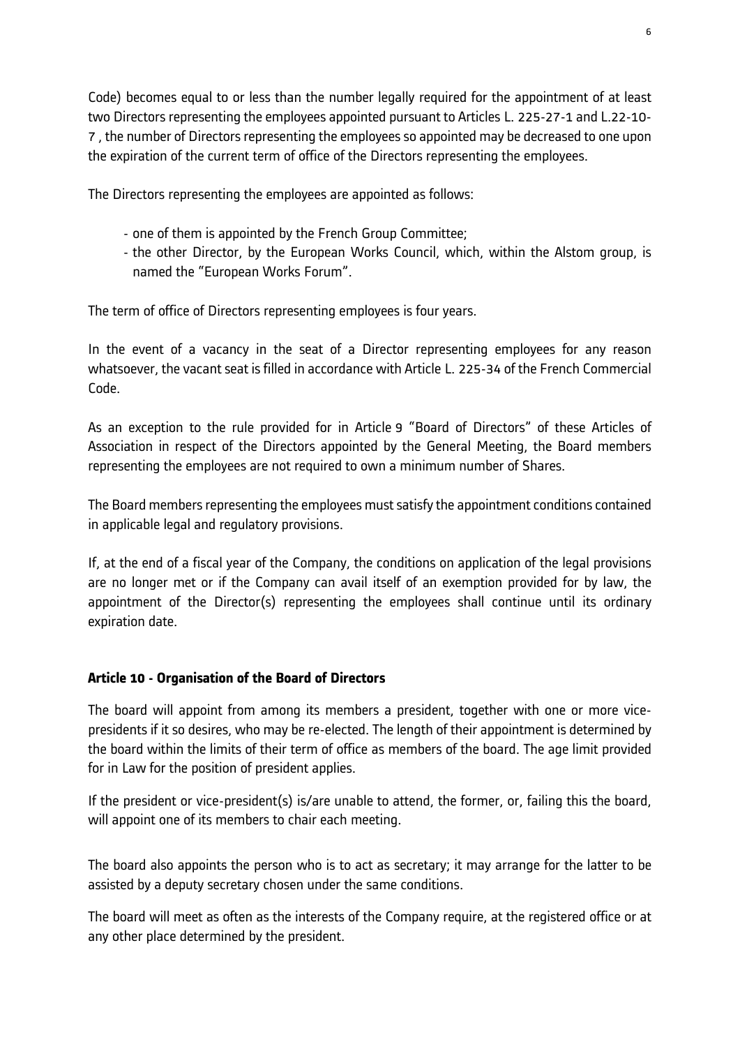Code) becomes equal to or less than the number legally required for the appointment of at least two Directors representing the employees appointed pursuant to Articles L. 225-27-1 and L.22-10-7 , the number of Directors representing the employees so appointed may be decreased to one upon the expiration of the current term of office of the Directors representing the employees.

The Directors representing the employees are appointed as follows:

- one of them is appointed by the French Group Committee;
- the other Director, by the European Works Council, which, within the Alstom group, is named the "European Works Forum".

The term of office of Directors representing employees is four years.

In the event of a vacancy in the seat of a Director representing employees for any reason whatsoever, the vacant seat is filled in accordance with Article L. 225-34 of the French Commercial Code.

As an exception to the rule provided for in Article 9 "Board of Directors" of these Articles of Association in respect of the Directors appointed by the General Meeting, the Board members representing the employees are not required to own a minimum number of Shares.

The Board members representing the employees must satisfy the appointment conditions contained in applicable legal and regulatory provisions.

If, at the end of a fiscal year of the Company, the conditions on application of the legal provisions are no longer met or if the Company can avail itself of an exemption provided for by law, the appointment of the Director(s) representing the employees shall continue until its ordinary expiration date.

## Article 10 - Organisation of the Board of Directors

The board will appoint from among its members a president, together with one or more vice-presidents if it so desires, who may be re-elected. The length of their appointment is determined by the board within the limits of their term of office as members of the board. The age limit provided for in Law for the position of president applies.

If the president or vice-president(s) is/are unable to attend, the former, or, failing this the board, will appoint one of its members to chair each meeting.

The board also appoints the person who is to act as secretary; it may arrange for the latter to be assisted by a deputy secretary chosen under the same conditions.

The board will meet as often as the interests of the Company require, at the registered office or at any other place determined by the president.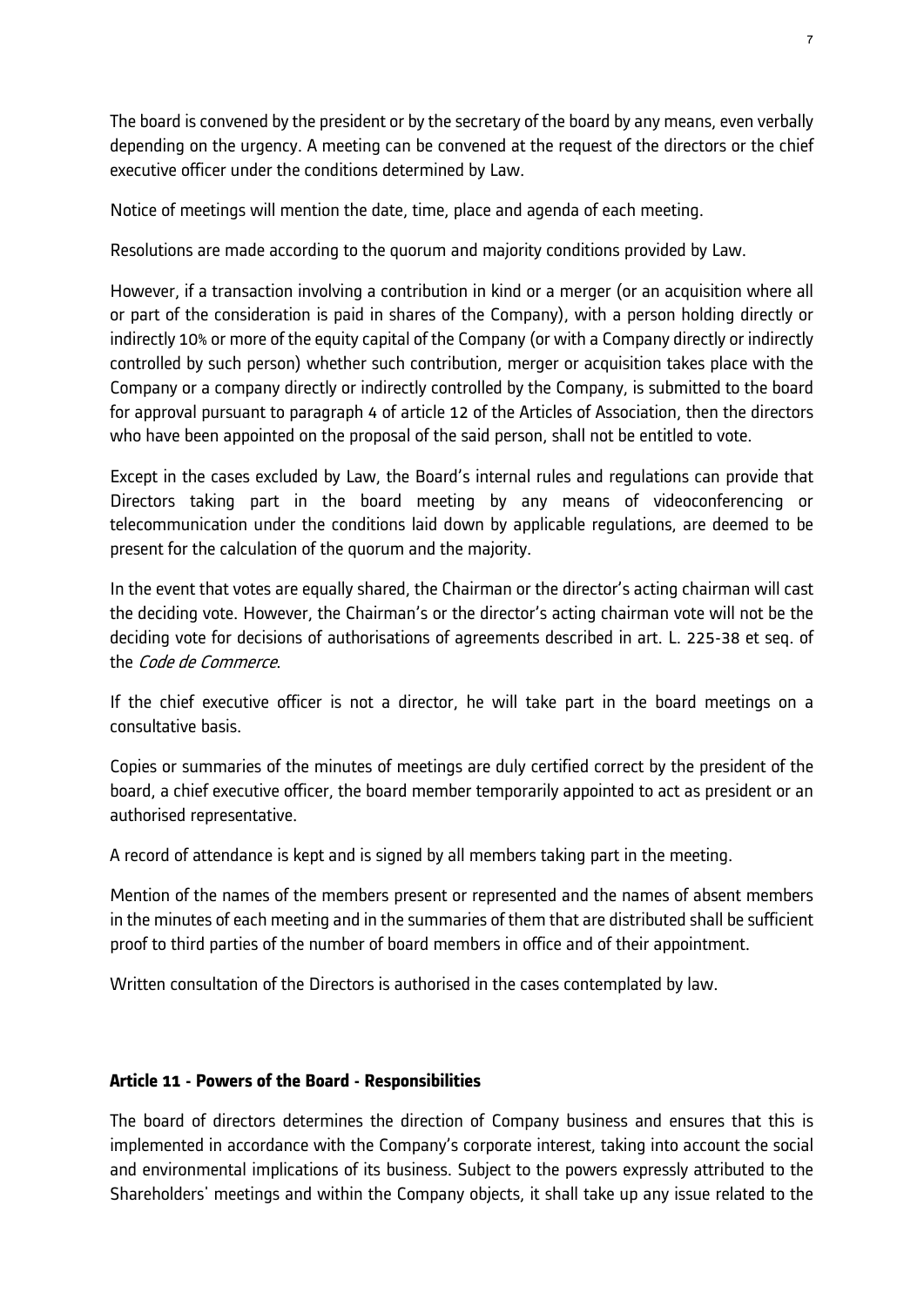The board is convened by the president or by the secretary of the board by any means, even verbally depending on the urgency. A meeting can be convened at the request of the directors or the chief executive officer under the conditions determined by Law.

Notice of meetings will mention the date, time, place and agenda of each meeting.

Resolutions are made according to the quorum and majority conditions provided by Law.

However, if a transaction involving a contribution in kind or a merger (or an acquisition where all or part of the consideration is paid in shares of the Company), with a person holding directly or indirectly 10% or more of the equity capital of the Company (or with a Company directly or indirectly controlled by such person) whether such contribution, merger or acquisition takes place with the Company or a company directly or indirectly controlled by the Company, is submitted to the board for approval pursuant to paragraph 4 of article 12 of the Articles of Association, then the directors who have been appointed on the proposal of the said person, shall not be entitled to vote.

Except in the cases excluded by Law, the Board's internal rules and regulations can provide that Directors taking part in the board meeting by any means of videoconferencing or telecommunication under the conditions laid down by applicable regulations, are deemed to be present for the calculation of the quorum and the majority.

In the event that votes are equally shared, the Chairman or the director's acting chairman will cast the deciding vote. However, the Chairman's or the director's acting chairman vote will not be the deciding vote for decisions of authorisations of agreements described in art. L. 225-38 et seq. of the *Code de Commerce*.

If the chief executive officer is not a director, he will take part in the board meetings on a consultative basis.

Copies or summaries of the minutes of meetings are duly certified correct by the president of the board, a chief executive officer, the board member temporarily appointed to act as president or an authorised representative.

A record of attendance is kept and is signed by all members taking part in the meeting.

Mention of the names of the members present or represented and the names of absent members in the minutes of each meeting and in the summaries of them that are distributed shall be sufficient proof to third parties of the number of board members in office and of their appointment.

Written consultation of the Directors is authorised in the cases contemplated by law.

### Article 11 - Powers of the Board - Responsibilities

The board of directors determines the direction of Company business and ensures that this is implemented in accordance with the Company's corporate interest, taking into account the social and environmental implications of its business. Subject to the powers expressly attributed to the Shareholders' meetings and within the Company objects, it shall take up any issue related to the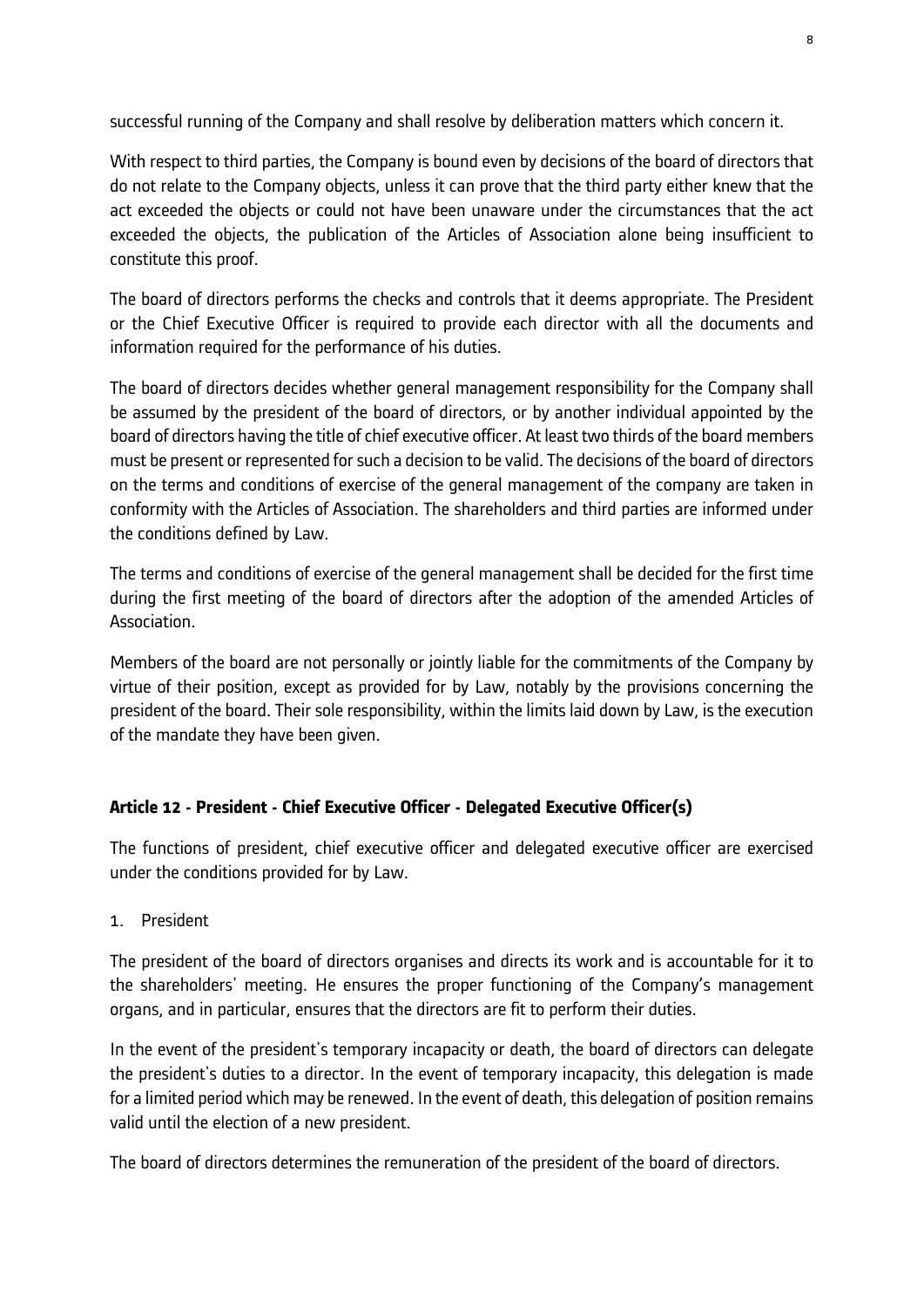successful running of the Company and shall resolve by deliberation matters which concern it.

With respect to third parties, the Company is bound even by decisions of the board of directors that do not relate to the Company objects, unless it can prove that the third party either knew that the act exceeded the objects or could not have been unaware under the circumstances that the act exceeded the objects, the publication of the Articles of Association alone being insufficient to constitute this proof.

The board of directors performs the checks and controls that it deems appropriate. The President or the Chief Executive Officer is required to provide each director with all the documents and information required for the performance of his duties.

The board of directors decides whether general management responsibility for the Company shall be assumed by the president of the board of directors, or by another individual appointed by the board of directors having the title of chief executive officer. At least two thirds of the board members must be present or represented for such a decision to be valid. The decisions of the board of directors on the terms and conditions of exercise of the general management of the company are taken in conformity with the Articles of Association. The shareholders and third parties are informed under the conditions defined by Law.

The terms and conditions of exercise of the general management shall be decided for the first time during the first meeting of the board of directors after the adoption of the amended Articles of Association.

Members of the board are not personally or jointly liable for the commitments of the Company by virtue of their position, except as provided for by Law, notably by the provisions concerning the president of the board. Their sole responsibility, within the limits laid down by Law, is the execution of the mandate they have been given.

## Article 12 - President - Chief Executive Officer - Delegated Executive Officer(s)

The functions of president, chief executive officer and delegated executive officer are exercised under the conditions provided for by Law.

1. President

The president of the board of directors organises and directs its work and is accountable for it to the shareholders' meeting. He ensures the proper functioning of the Company's management organs, and in particular, ensures that the directors are fit to perform their duties.

In the event of the president's temporary incapacity or death, the board of directors can delegate the president's duties to a director. In the event of temporary incapacity, this delegation is made for a limited period which may be renewed. In the event of death, this delegation of position remains valid until the election of a new president.

The board of directors determines the remuneration of the president of the board of directors.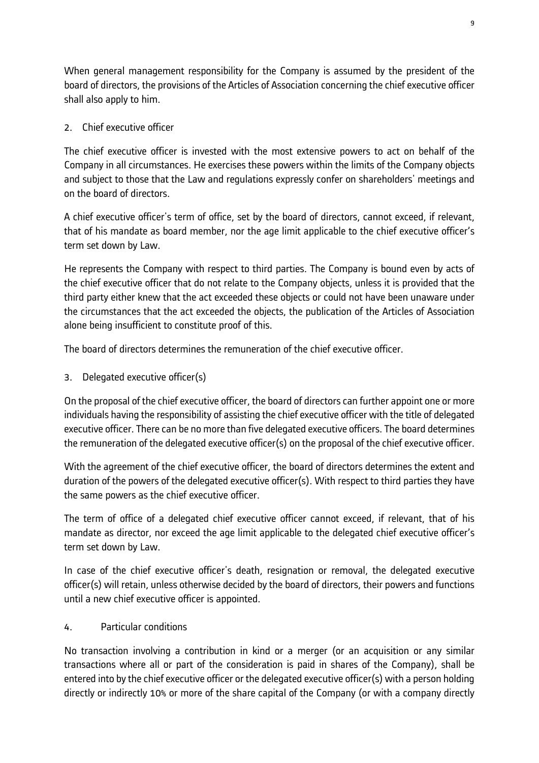When general management responsibility for the Company is assumed by the president of the board of directors, the provisions of the Articles of Association concerning the chief executive officer shall also apply to him.

2. Chief executive officer

The chief executive officer is invested with the most extensive powers to act on behalf of the Company in all circumstances. He exercises these powers within the limits of the Company objects and subject to those that the Law and regulations expressly confer on shareholders' meetings and on the board of directors.

A chief executive officer's term of office, set by the board of directors, cannot exceed, if relevant, that of his mandate as board member, nor the age limit applicable to the chief executive officer's term set down by Law.

He represents the Company with respect to third parties. The Company is bound even by acts of the chief executive officer that do not relate to the Company objects, unless it is provided that the third party either knew that the act exceeded these objects or could not have been unaware under the circumstances that the act exceeded the objects, the publication of the Articles of Association alone being insufficient to constitute proof of this.

The board of directors determines the remuneration of the chief executive officer.

3. Delegated executive officer(s)

On the proposal of the chief executive officer, the board of directors can further appoint one or more individuals having the responsibility of assisting the chief executive officer with the title of delegated executive officer. There can be no more than five delegated executive officers. The board determines the remuneration of the delegated executive officer(s) on the proposal of the chief executive officer.

With the agreement of the chief executive officer, the board of directors determines the extent and duration of the powers of the delegated executive officer(s). With respect to third parties they have the same powers as the chief executive officer.

The term of office of a delegated chief executive officer cannot exceed, if relevant, that of his mandate as director, nor exceed the age limit applicable to the delegated chief executive officer's term set down by Law.

In case of the chief executive officer's death, resignation or removal, the delegated executive officer(s) will retain, unless otherwise decided by the board of directors, their powers and functions until a new chief executive officer is appointed.

4. Particular conditions

No transaction involving a contribution in kind or a merger (or an acquisition or any similar transactions where all or part of the consideration is paid in shares of the Company), shall be entered into by the chief executive officer or the delegated executive officer(s) with a person holding directly or indirectly 10% or more of the share capital of the Company (or with a company directly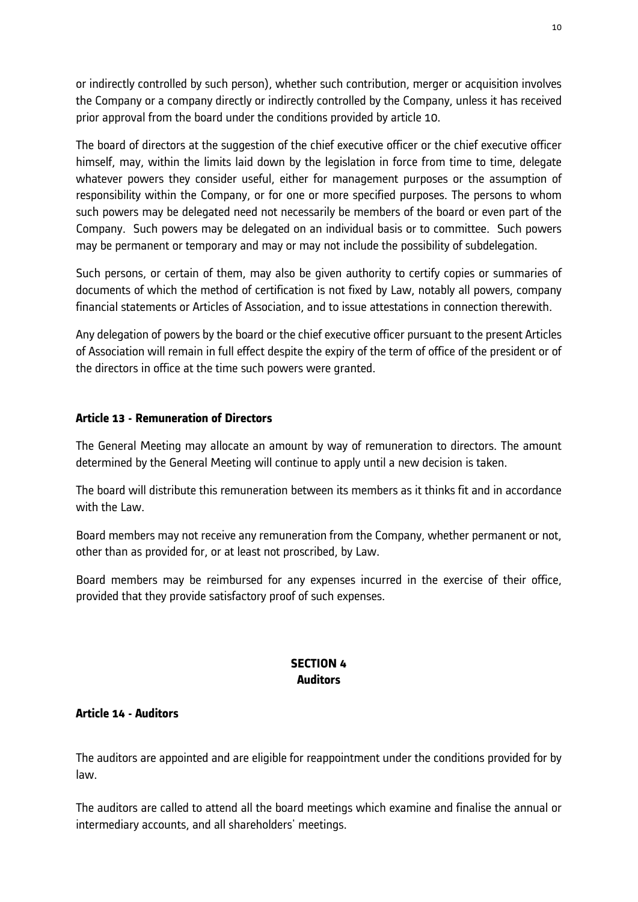or indirectly controlled by such person), whether such contribution, merger or acquisition involves the Company or a company directly or indirectly controlled by the Company, unless it has received prior approval from the board under the conditions provided by article 10.

The board of directors at the suggestion of the chief executive officer or the chief executive officer himself, may, within the limits laid down by the legislation in force from time to time, delegate whatever powers they consider useful, either for management purposes or the assumption of responsibility within the Company, or for one or more specified purposes. The persons to whom such powers may be delegated need not necessarily be members of the board or even part of the Company. Such powers may be delegated on an individual basis or to committee. Such powers may be permanent or temporary and may or may not include the possibility of subdelegation.

Such persons, or certain of them, may also be given authority to certify copies or summaries of documents of which the method of certification is not fixed by Law, notably all powers, company financial statements or Articles of Association, and to issue attestations in connection therewith.

Any delegation of powers by the board or the chief executive officer pursuant to the present Articles of Association will remain in full effect despite the expiry of the term of office of the president or of the directors in office at the time such powers were granted.

### Article 13 - Remuneration of Directors

The General Meeting may allocate an amount by way of remuneration to directors. The amount determined by the General Meeting will continue to apply until a new decision is taken.

The board will distribute this remuneration between its members as it thinks fit and in accordance with the Law.

Board members may not receive any remuneration from the Company, whether permanent or not, other than as provided for, or at least not proscribed, by Law.

Board members may be reimbursed for any expenses incurred in the exercise of their office, provided that they provide satisfactory proof of such expenses.

## SECTION 4
## Auditors

### Article 14 - Auditors

The auditors are appointed and are eligible for reappointment under the conditions provided for by law.

The auditors are called to attend all the board meetings which examine and finalise the annual or intermediary accounts, and all shareholders' meetings.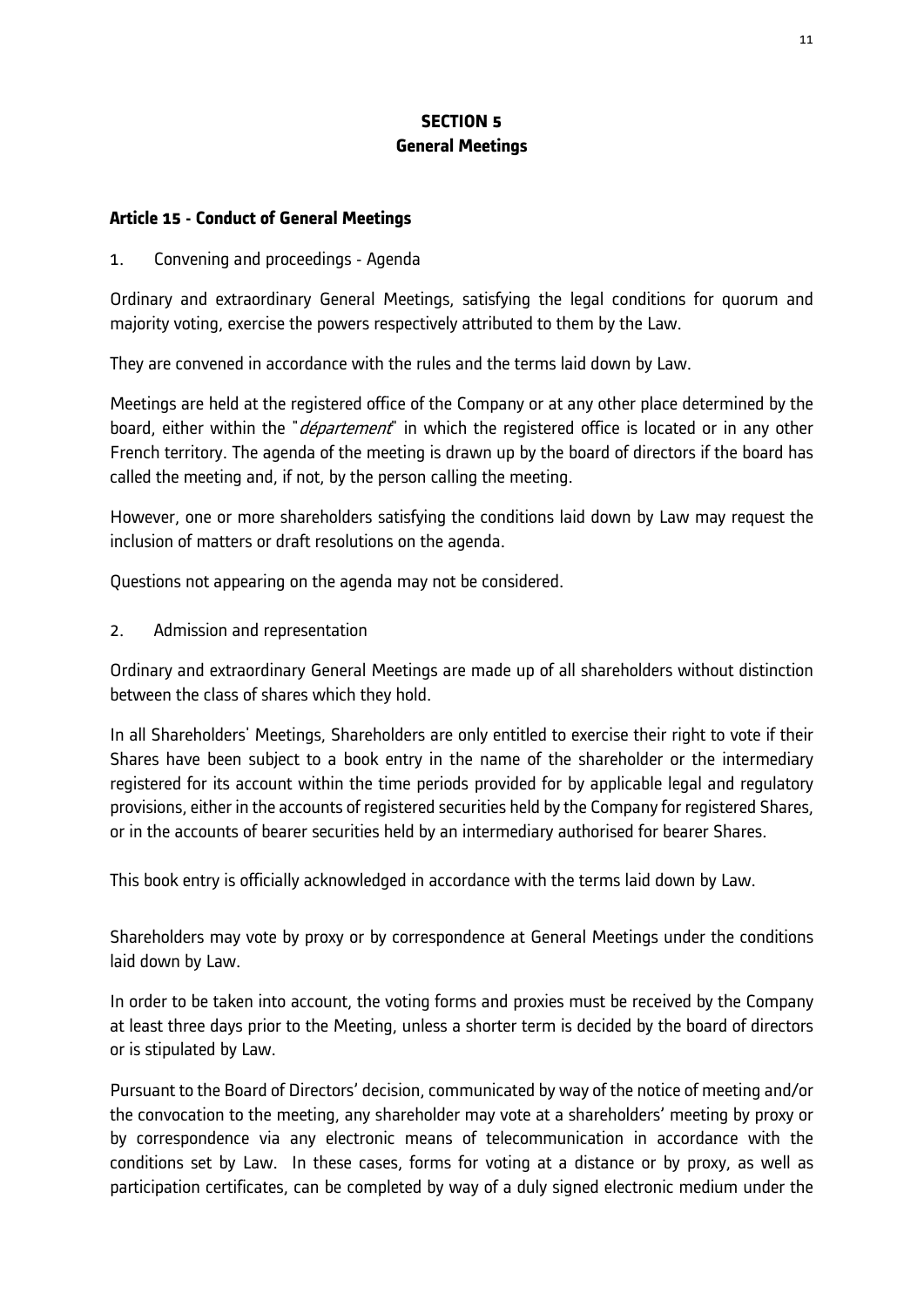## SECTION 5
## General Meetings

### Article 15 - Conduct of General Meetings

1. Convening and proceedings - Agenda

Ordinary and extraordinary General Meetings, satisfying the legal conditions for quorum and majority voting, exercise the powers respectively attributed to them by the Law.

They are convened in accordance with the rules and the terms laid down by Law.

Meetings are held at the registered office of the Company or at any other place determined by the board, either within the "*département*" in which the registered office is located or in any other French territory. The agenda of the meeting is drawn up by the board of directors if the board has called the meeting and, if not, by the person calling the meeting.

However, one or more shareholders satisfying the conditions laid down by Law may request the inclusion of matters or draft resolutions on the agenda.

Questions not appearing on the agenda may not be considered.

2. Admission and representation

Ordinary and extraordinary General Meetings are made up of all shareholders without distinction between the class of shares which they hold.

In all Shareholders' Meetings, Shareholders are only entitled to exercise their right to vote if their Shares have been subject to a book entry in the name of the shareholder or the intermediary registered for its account within the time periods provided for by applicable legal and regulatory provisions, either in the accounts of registered securities held by the Company for registered Shares, or in the accounts of bearer securities held by an intermediary authorised for bearer Shares.

This book entry is officially acknowledged in accordance with the terms laid down by Law.

Shareholders may vote by proxy or by correspondence at General Meetings under the conditions laid down by Law.

In order to be taken into account, the voting forms and proxies must be received by the Company at least three days prior to the Meeting, unless a shorter term is decided by the board of directors or is stipulated by Law.

Pursuant to the Board of Directors' decision, communicated by way of the notice of meeting and/or the convocation to the meeting, any shareholder may vote at a shareholders' meeting by proxy or by correspondence via any electronic means of telecommunication in accordance with the conditions set by Law. In these cases, forms for voting at a distance or by proxy, as well as participation certificates, can be completed by way of a duly signed electronic medium under the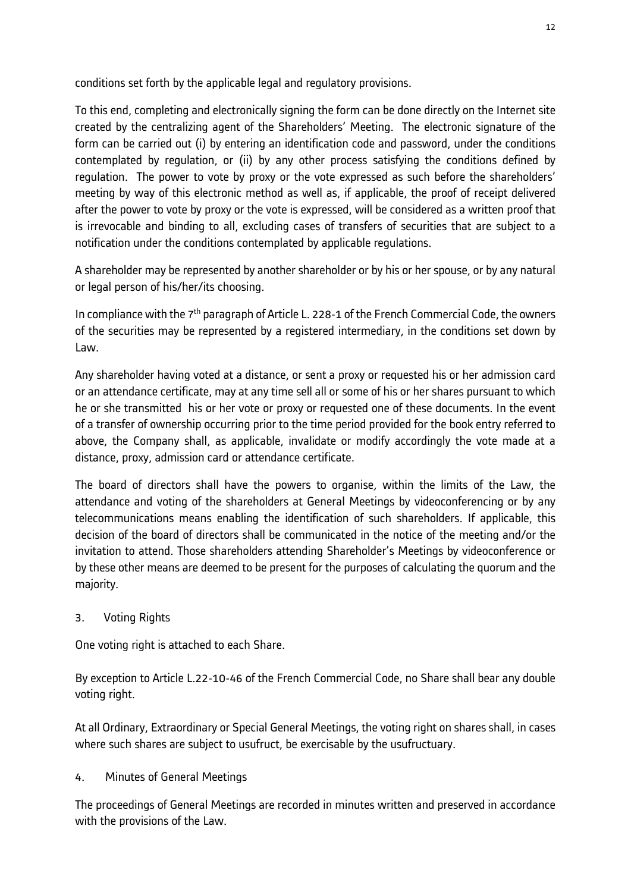conditions set forth by the applicable legal and regulatory provisions.

To this end, completing and electronically signing the form can be done directly on the Internet site created by the centralizing agent of the Shareholders' Meeting. The electronic signature of the form can be carried out (i) by entering an identification code and password, under the conditions contemplated by regulation, or (ii) by any other process satisfying the conditions defined by regulation. The power to vote by proxy or the vote expressed as such before the shareholders' meeting by way of this electronic method as well as, if applicable, the proof of receipt delivered after the power to vote by proxy or the vote is expressed, will be considered as a written proof that is irrevocable and binding to all, excluding cases of transfers of securities that are subject to a notification under the conditions contemplated by applicable regulations.

A shareholder may be represented by another shareholder or by his or her spouse, or by any natural or legal person of his/her/its choosing.

In compliance with the 7th paragraph of Article L. 228-1 of the French Commercial Code, the owners of the securities may be represented by a registered intermediary, in the conditions set down by Law.

Any shareholder having voted at a distance, or sent a proxy or requested his or her admission card or an attendance certificate, may at any time sell all or some of his or her shares pursuant to which he or she transmitted his or her vote or proxy or requested one of these documents. In the event of a transfer of ownership occurring prior to the time period provided for the book entry referred to above, the Company shall, as applicable, invalidate or modify accordingly the vote made at a distance, proxy, admission card or attendance certificate.

The board of directors shall have the powers to organise, within the limits of the Law, the attendance and voting of the shareholders at General Meetings by videoconferencing or by any telecommunications means enabling the identification of such shareholders. If applicable, this decision of the board of directors shall be communicated in the notice of the meeting and/or the invitation to attend. Those shareholders attending Shareholder's Meetings by videoconference or by these other means are deemed to be present for the purposes of calculating the quorum and the majority.

3. Voting Rights

One voting right is attached to each Share.

By exception to Article L.22-10-46 of the French Commercial Code, no Share shall bear any double voting right.

At all Ordinary, Extraordinary or Special General Meetings, the voting right on shares shall, in cases where such shares are subject to usufruct, be exercisable by the usufructuary.

4. Minutes of General Meetings

The proceedings of General Meetings are recorded in minutes written and preserved in accordance with the provisions of the Law.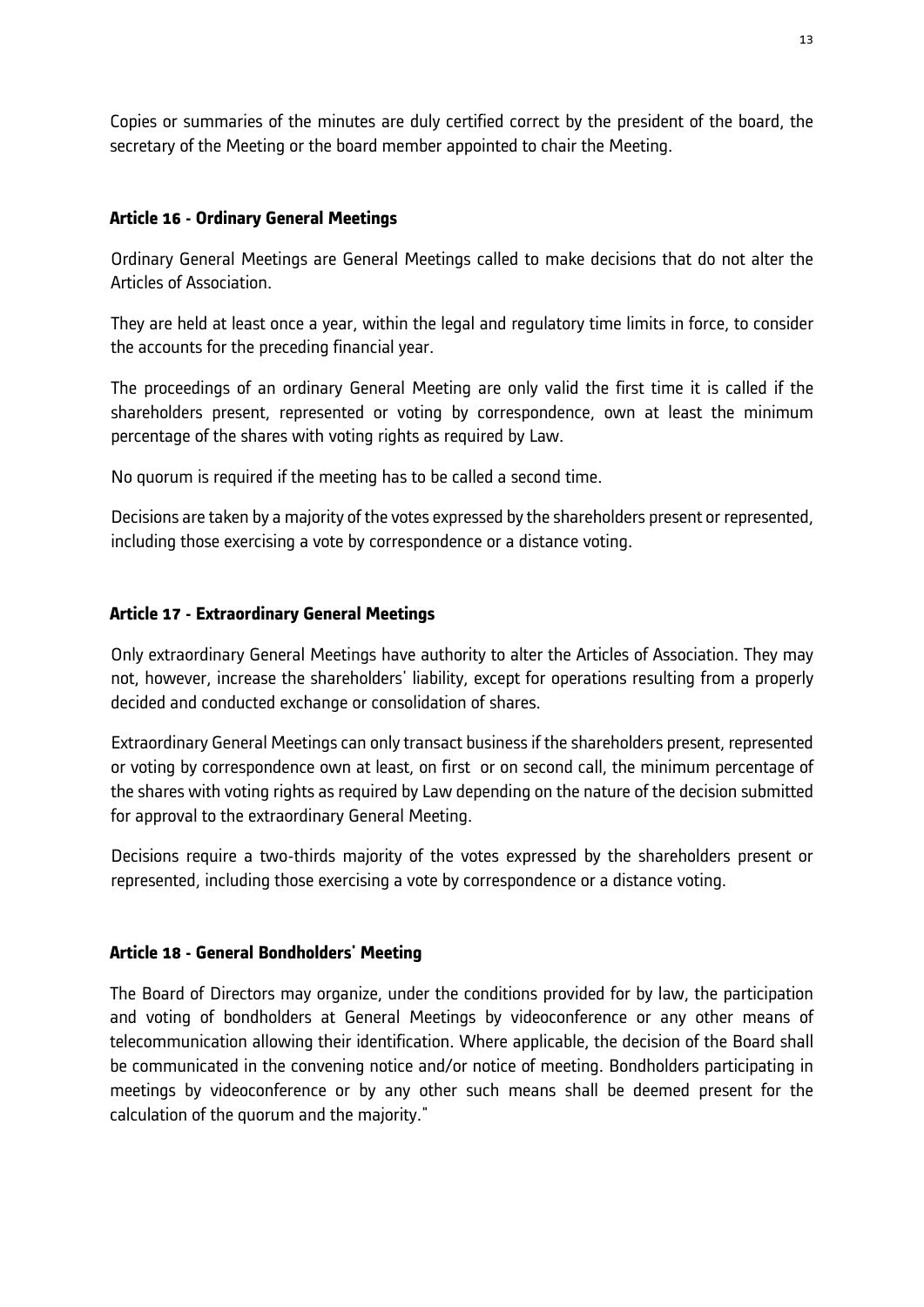Copies or summaries of the minutes are duly certified correct by the president of the board, the secretary of the Meeting or the board member appointed to chair the Meeting.

### Article 16 - Ordinary General Meetings

Ordinary General Meetings are General Meetings called to make decisions that do not alter the Articles of Association.

They are held at least once a year, within the legal and regulatory time limits in force, to consider the accounts for the preceding financial year.

The proceedings of an ordinary General Meeting are only valid the first time it is called if the shareholders present, represented or voting by correspondence, own at least the minimum percentage of the shares with voting rights as required by Law.

No quorum is required if the meeting has to be called a second time.

Decisions are taken by a majority of the votes expressed by the shareholders present or represented, including those exercising a vote by correspondence or a distance voting.

### Article 17 - Extraordinary General Meetings

Only extraordinary General Meetings have authority to alter the Articles of Association. They may not, however, increase the shareholders' liability, except for operations resulting from a properly decided and conducted exchange or consolidation of shares.

Extraordinary General Meetings can only transact business if the shareholders present, represented or voting by correspondence own at least, on first or on second call, the minimum percentage of the shares with voting rights as required by Law depending on the nature of the decision submitted for approval to the extraordinary General Meeting.

Decisions require a two-thirds majority of the votes expressed by the shareholders present or represented, including those exercising a vote by correspondence or a distance voting.

### Article 18 - General Bondholders' Meeting

The Board of Directors may organize, under the conditions provided for by law, the participation and voting of bondholders at General Meetings by videoconference or any other means of telecommunication allowing their identification. Where applicable, the decision of the Board shall be communicated in the convening notice and/or notice of meeting. Bondholders participating in meetings by videoconference or by any other such means shall be deemed present for the calculation of the quorum and the majority."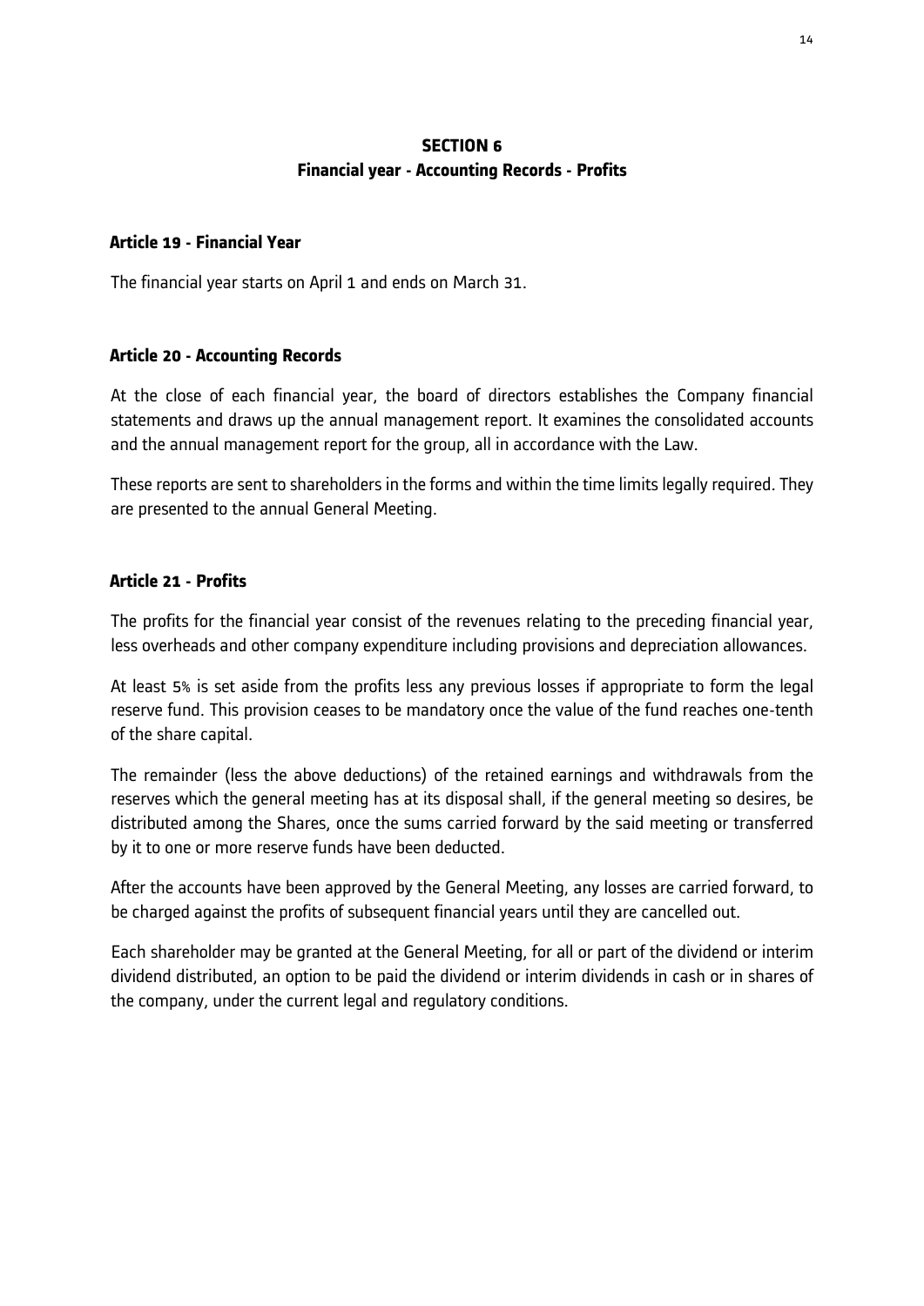## SECTION 6
## Financial year - Accounting Records - Profits

### Article 19 - Financial Year

The financial year starts on April 1 and ends on March 31.

### Article 20 - Accounting Records

At the close of each financial year, the board of directors establishes the Company financial statements and draws up the annual management report. It examines the consolidated accounts and the annual management report for the group, all in accordance with the Law.

These reports are sent to shareholders in the forms and within the time limits legally required. They are presented to the annual General Meeting.

### Article 21 - Profits

The profits for the financial year consist of the revenues relating to the preceding financial year, less overheads and other company expenditure including provisions and depreciation allowances.

At least 5% is set aside from the profits less any previous losses if appropriate to form the legal reserve fund. This provision ceases to be mandatory once the value of the fund reaches one-tenth of the share capital.

The remainder (less the above deductions) of the retained earnings and withdrawals from the reserves which the general meeting has at its disposal shall, if the general meeting so desires, be distributed among the Shares, once the sums carried forward by the said meeting or transferred by it to one or more reserve funds have been deducted.

After the accounts have been approved by the General Meeting, any losses are carried forward, to be charged against the profits of subsequent financial years until they are cancelled out.

Each shareholder may be granted at the General Meeting, for all or part of the dividend or interim dividend distributed, an option to be paid the dividend or interim dividends in cash or in shares of the company, under the current legal and regulatory conditions.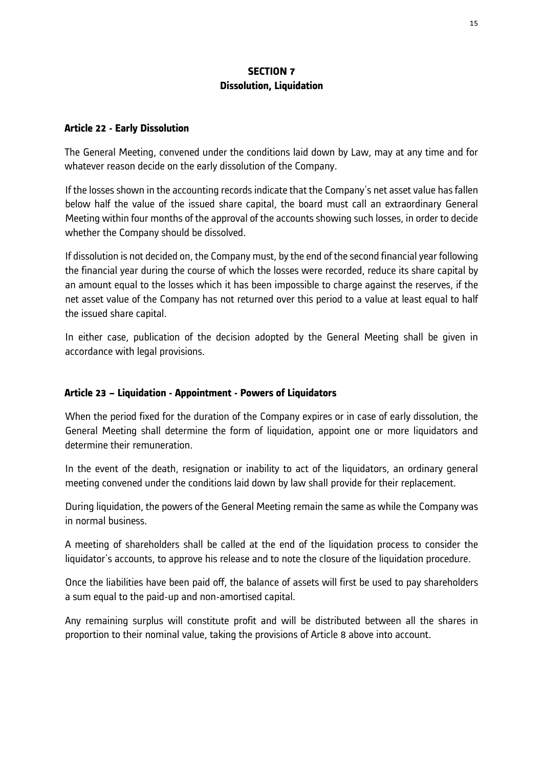# SECTION 7
# Dissolution, Liquidation

## Article 22 - Early Dissolution

The General Meeting, convened under the conditions laid down by Law, may at any time and for whatever reason decide on the early dissolution of the Company.

If the losses shown in the accounting records indicate that the Company's net asset value has fallen below half the value of the issued share capital, the board must call an extraordinary General Meeting within four months of the approval of the accounts showing such losses, in order to decide whether the Company should be dissolved.

If dissolution is not decided on, the Company must, by the end of the second financial year following the financial year during the course of which the losses were recorded, reduce its share capital by an amount equal to the losses which it has been impossible to charge against the reserves, if the net asset value of the Company has not returned over this period to a value at least equal to half the issued share capital.

In either case, publication of the decision adopted by the General Meeting shall be given in accordance with legal provisions.

## Article 23 – Liquidation - Appointment - Powers of Liquidators

When the period fixed for the duration of the Company expires or in case of early dissolution, the General Meeting shall determine the form of liquidation, appoint one or more liquidators and determine their remuneration.

In the event of the death, resignation or inability to act of the liquidators, an ordinary general meeting convened under the conditions laid down by law shall provide for their replacement.

During liquidation, the powers of the General Meeting remain the same as while the Company was in normal business.

A meeting of shareholders shall be called at the end of the liquidation process to consider the liquidator's accounts, to approve his release and to note the closure of the liquidation procedure.

Once the liabilities have been paid off, the balance of assets will first be used to pay shareholders a sum equal to the paid-up and non-amortised capital.

Any remaining surplus will constitute profit and will be distributed between all the shares in proportion to their nominal value, taking the provisions of Article 8 above into account.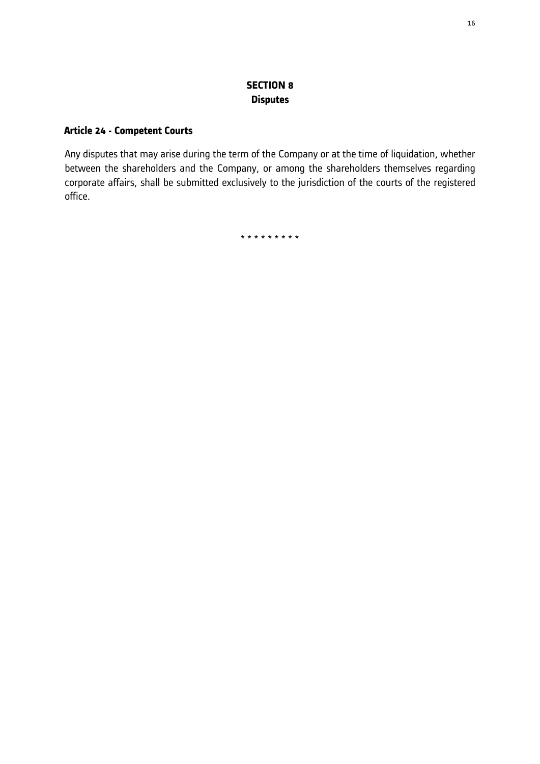## SECTION 8
## Disputes

### Article 24 - Competent Courts

Any disputes that may arise during the term of the Company or at the time of liquidation, whether between the shareholders and the Company, or among the shareholders themselves regarding corporate affairs, shall be submitted exclusively to the jurisdiction of the courts of the registered office.

* * * * * * * * *